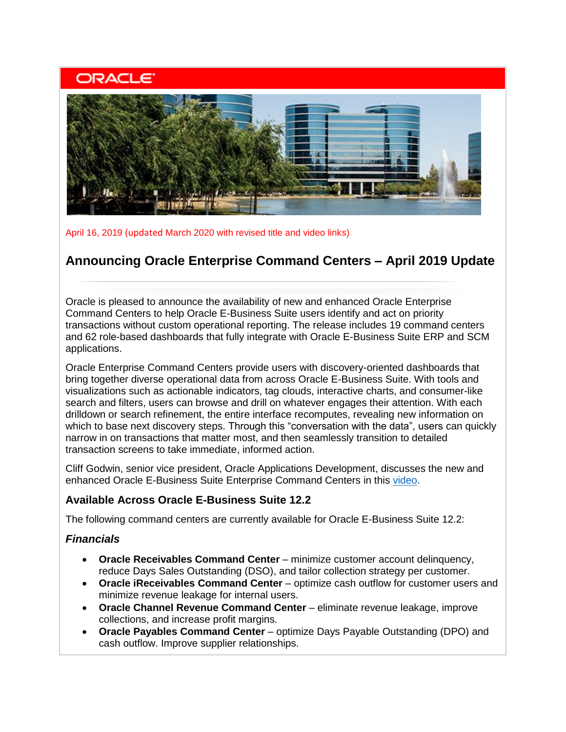ORACLE

April 16, 2019 (updated March 2020 with revised title and video links)

# Announcing Oracle Enterprise Command Centers – April 2019 Update

Oracle is pleased to announce the availability of new and enhanced Oracle Enterprise Command Centers to help Oracle E-Business Suite users identify and act on priority transactions without custom operational reporting. The release includes 19 command centers and 62 role-based dashboards that fully integrate with Oracle E-Business Suite ERP and SCM applications.

Oracle Enterprise Command Centers provide users with discovery-oriented dashboards that bring together diverse operational data from across Oracle E-Business Suite. With tools and visualizations such as actionable indicators, tag clouds, interactive charts, and consumer-like search and filters, users can browse and drill on whatever engages their attention. With each drilldown or search refinement, the entire interface recomputes, revealing new information on which to base next discovery steps. Through this "conversation with the data", users can quickly narrow in on transactions that matter most, and then seamlessly transition to detailed transaction screens to take immediate, informed action.

Cliff Godwin, senior vice president, Oracle Applications Development, discusses the new and enhanced Oracle E-Business Suite Enterprise Command Centers in this video.

## Available Across Oracle E-Business Suite 12.2

The following command centers are currently available for Oracle E-Business Suite 12.2:

### *Financials*

- **Oracle Receivables Command Center** – minimize customer account delinquency, reduce Days Sales Outstanding (DSO), and tailor collection strategy per customer.
- **Oracle iReceivables Command Center** – optimize cash outflow for customer users and minimize revenue leakage for internal users.
- **Oracle Channel Revenue Command Center** – eliminate revenue leakage, improve collections, and increase profit margins.
- **Oracle Payables Command Center** – optimize Days Payable Outstanding (DPO) and cash outflow. Improve supplier relationships.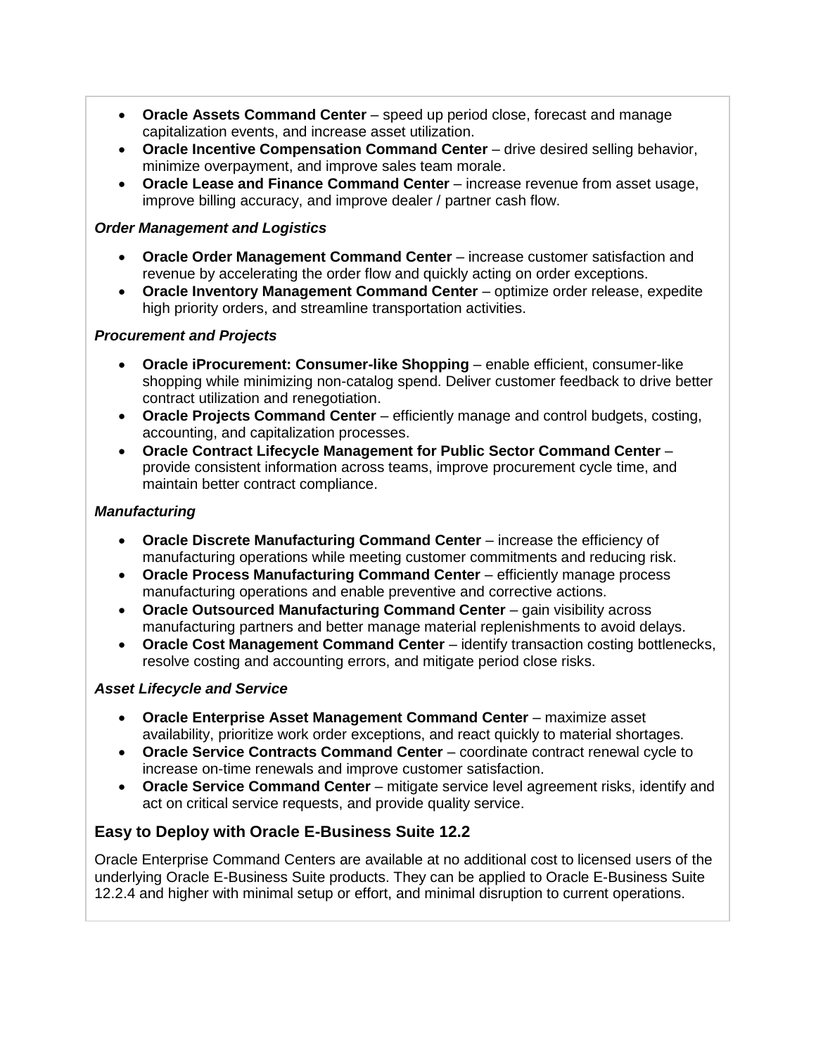- **Oracle Assets Command Center** – speed up period close, forecast and manage capitalization events, and increase asset utilization.
- **Oracle Incentive Compensation Command Center** – drive desired selling behavior, minimize overpayment, and improve sales team morale.
- **Oracle Lease and Finance Command Center** – increase revenue from asset usage, improve billing accuracy, and improve dealer / partner cash flow.

***Order Management and Logistics***

- **Oracle Order Management Command Center** – increase customer satisfaction and revenue by accelerating the order flow and quickly acting on order exceptions.
- **Oracle Inventory Management Command Center** – optimize order release, expedite high priority orders, and streamline transportation activities.

***Procurement and Projects***

- **Oracle iProcurement: Consumer-like Shopping** – enable efficient, consumer-like shopping while minimizing non-catalog spend. Deliver customer feedback to drive better contract utilization and renegotiation.
- **Oracle Projects Command Center** – efficiently manage and control budgets, costing, accounting, and capitalization processes.
- **Oracle Contract Lifecycle Management for Public Sector Command Center** – provide consistent information across teams, improve procurement cycle time, and maintain better contract compliance.

***Manufacturing***

- **Oracle Discrete Manufacturing Command Center** – increase the efficiency of manufacturing operations while meeting customer commitments and reducing risk.
- **Oracle Process Manufacturing Command Center** – efficiently manage process manufacturing operations and enable preventive and corrective actions.
- **Oracle Outsourced Manufacturing Command Center** – gain visibility across manufacturing partners and better manage material replenishments to avoid delays.
- **Oracle Cost Management Command Center** – identify transaction costing bottlenecks, resolve costing and accounting errors, and mitigate period close risks.

***Asset Lifecycle and Service***

- **Oracle Enterprise Asset Management Command Center** – maximize asset availability, prioritize work order exceptions, and react quickly to material shortages.
- **Oracle Service Contracts Command Center** – coordinate contract renewal cycle to increase on-time renewals and improve customer satisfaction.
- **Oracle Service Command Center** – mitigate service level agreement risks, identify and act on critical service requests, and provide quality service.

## Easy to Deploy with Oracle E-Business Suite 12.2

Oracle Enterprise Command Centers are available at no additional cost to licensed users of the underlying Oracle E-Business Suite products. They can be applied to Oracle E-Business Suite 12.2.4 and higher with minimal setup or effort, and minimal disruption to current operations.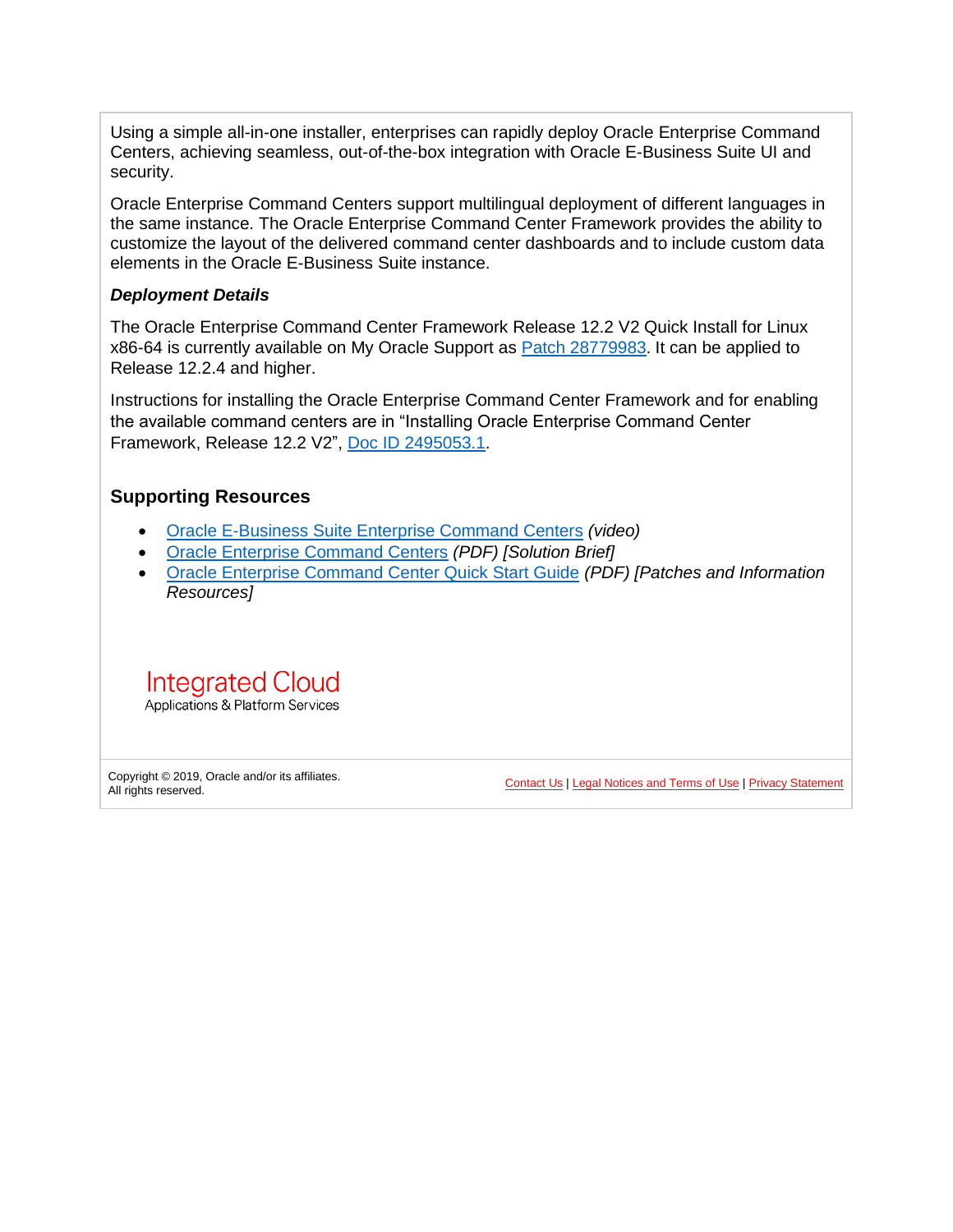Using a simple all-in-one installer, enterprises can rapidly deploy Oracle Enterprise Command Centers, achieving seamless, out-of-the-box integration with Oracle E-Business Suite UI and security.

Oracle Enterprise Command Centers support multilingual deployment of different languages in the same instance. The Oracle Enterprise Command Center Framework provides the ability to customize the layout of the delivered command center dashboards and to include custom data elements in the Oracle E-Business Suite instance.

***Deployment Details***

The Oracle Enterprise Command Center Framework Release 12.2 V2 Quick Install for Linux x86-64 is currently available on My Oracle Support as Patch 28779983. It can be applied to Release 12.2.4 and higher.

Instructions for installing the Oracle Enterprise Command Center Framework and for enabling the available command centers are in "Installing Oracle Enterprise Command Center Framework, Release 12.2 V2", Doc ID 2495053.1.

### Supporting Resources

- Oracle E-Business Suite Enterprise Command Centers *(video)*
- Oracle Enterprise Command Centers *(PDF) [Solution Brief]*
- Oracle Enterprise Command Center Quick Start Guide *(PDF) [Patches and Information Resources]*

Integrated Cloud
Applications & Platform Services

Copyright © 2019, Oracle and/or its affiliates.
All rights reserved.

Contact Us | Legal Notices and Terms of Use | Privacy Statement